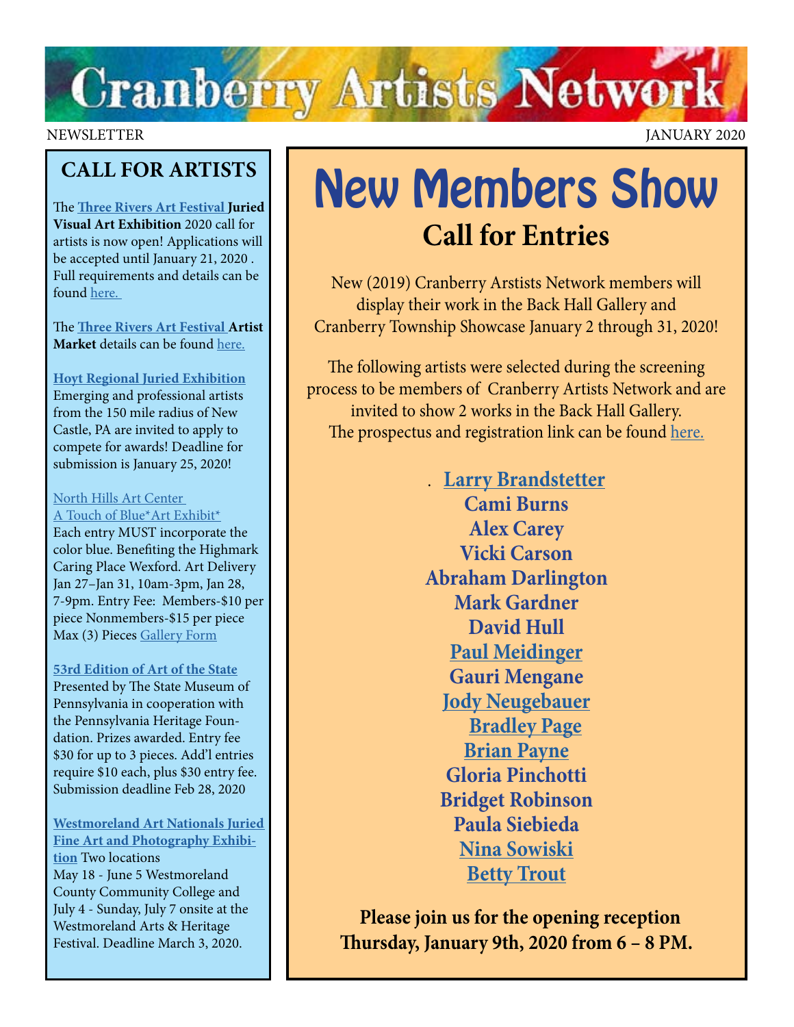# Cranberry Artists Network

NEWSLETTER JANUARY 2020

## CALL FOR ARTISTS

The **Three Rivers Art Festival Juried Visual Art Exhibition** 2020 call for artists is now open! Applications will be accepted until January 21, 2020 . Full requirements and details can be found here.

The **Three Rivers Art Festival Artist Market** details can be found here.

**Hoyt Regional Juried Exhibition**
Emerging and professional artists from the 150 mile radius of New Castle, PA are invited to apply to compete for awards! Deadline for submission is January 25, 2020!

North Hills Art Center
A Touch of Blue*Art Exhibit*
Each entry MUST incorporate the color blue. Benefiting the Highmark Caring Place Wexford. Art Delivery Jan 27–Jan 31, 10am-3pm, Jan 28, 7-9pm. Entry Fee: Members-$10 per piece Nonmembers-$15 per piece Max (3) Pieces Gallery Form

**53rd Edition of Art of the State**
Presented by The State Museum of Pennsylvania in cooperation with the Pennsylvania Heritage Foundation. Prizes awarded. Entry fee $30 for up to 3 pieces. Add'l entries require $10 each, plus $30 entry fee. Submission deadline Feb 28, 2020

**Westmoreland Art Nationals Juried Fine Art and Photography Exhibition** Two locations
May 18 - June 5 Westmoreland County Community College and July 4 - Sunday, July 7 onsite at the Westmoreland Arts & Heritage Festival. Deadline March 3, 2020.

# New Members Show

## Call for Entries

New (2019) Cranberry Arstists Network members will display their work in the Back Hall Gallery and Cranberry Township Showcase January 2 through 31, 2020!

The following artists were selected during the screening process to be members of Cranberry Artists Network and are invited to show 2 works in the Back Hall Gallery. The prospectus and registration link can be found here.

**Larry Brandstetter**
**Cami Burns**
**Alex Carey**
**Vicki Carson**
**Abraham Darlington**
**Mark Gardner**
**David Hull**
**Paul Meidinger**
**Gauri Mengane**
**Jody Neugebauer**
**Bradley Page**
**Brian Payne**
**Gloria Pinchotti**
**Bridget Robinson**
**Paula Siebieda**
**Nina Sowiski**
**Betty Trout**

**Please join us for the opening reception Thursday, January 9th, 2020 from 6 – 8 PM.**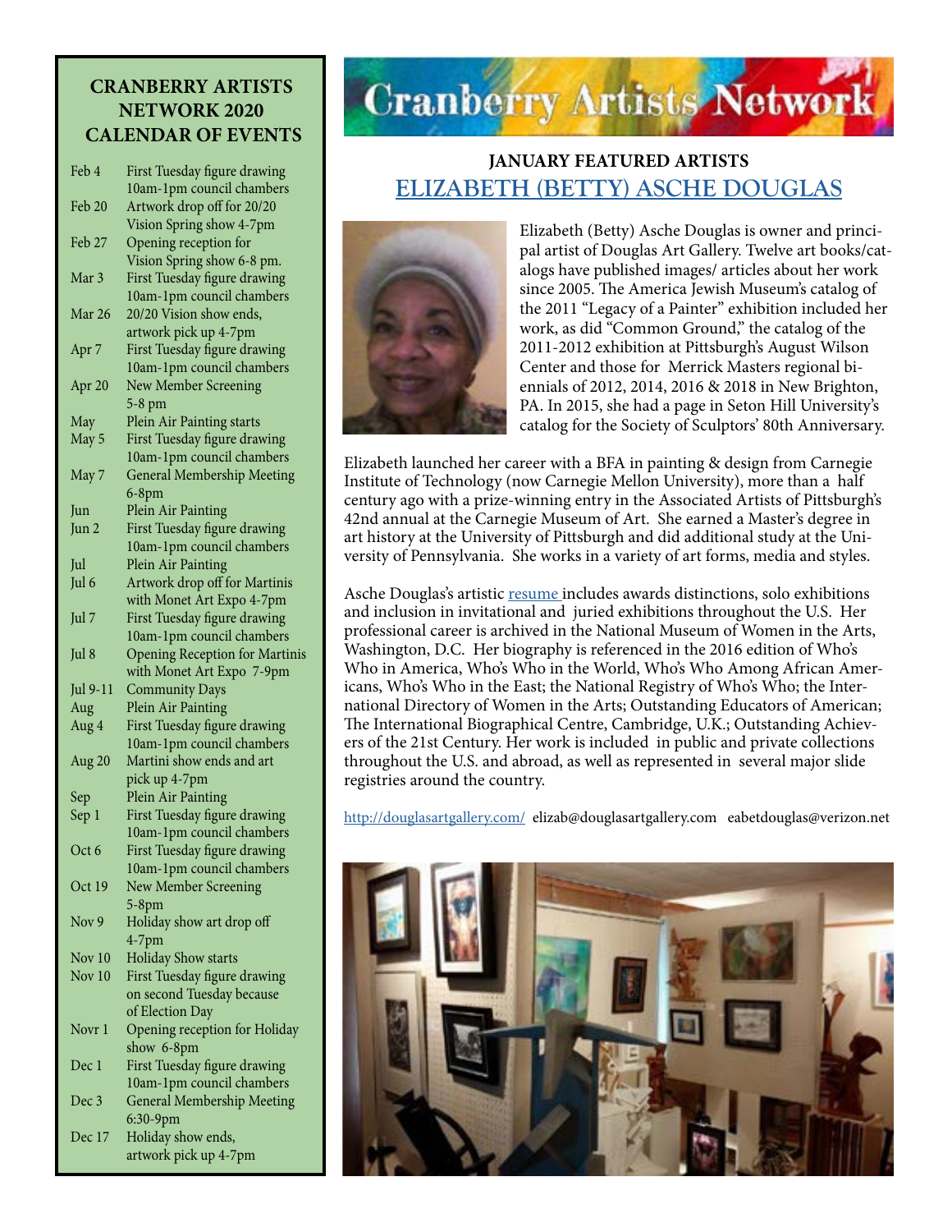# Cranberry Artists Network

## CRANBERRY ARTISTS NETWORK 2020 CALENDAR OF EVENTS

| Date | Event |
|---|---|
| Feb 4 | First Tuesday figure drawing 10am-1pm council chambers |
| Feb 20 | Artwork drop off for 20/20 Vision Spring show 4-7pm |
| Feb 27 | Opening reception for Vision Spring show 6-8 pm. |
| Mar 3 | First Tuesday figure drawing 10am-1pm council chambers |
| Mar 26 | 20/20 Vision show ends, artwork pick up 4-7pm |
| Apr 7 | First Tuesday figure drawing 10am-1pm council chambers |
| Apr 20 | New Member Screening 5-8 pm |
| May | Plein Air Painting starts |
| May 5 | First Tuesday figure drawing 10am-1pm council chambers |
| May 7 | General Membership Meeting 6-8pm |
| Jun | Plein Air Painting |
| Jun 2 | First Tuesday figure drawing 10am-1pm council chambers |
| Jul | Plein Air Painting |
| Jul 6 | Artwork drop off for Martinis with Monet Art Expo 4-7pm |
| Jul 7 | First Tuesday figure drawing 10am-1pm council chambers |
| Jul 8 | Opening Reception for Martinis with Monet Art Expo 7-9pm |
| Jul 9-11 | Community Days |
| Aug | Plein Air Painting |
| Aug 4 | First Tuesday figure drawing 10am-1pm council chambers |
| Aug 20 | Martini show ends and art pick up 4-7pm |
| Sep | Plein Air Painting |
| Sep 1 | First Tuesday figure drawing 10am-1pm council chambers |
| Oct 6 | First Tuesday figure drawing 10am-1pm council chambers |
| Oct 19 | New Member Screening 5-8pm |
| Nov 9 | Holiday show art drop off 4-7pm |
| Nov 10 | Holiday Show starts |
| Nov 10 | First Tuesday figure drawing on second Tuesday because of Election Day |
| Novr 1 | Opening reception for Holiday show 6-8pm |
| Dec 1 | First Tuesday figure drawing 10am-1pm council chambers |
| Dec 3 | General Membership Meeting 6:30-9pm |
| Dec 17 | Holiday show ends, artwork pick up 4-7pm |

### JANUARY FEATURED ARTISTS

## ELIZABETH (BETTY) ASCHE DOUGLAS

Elizabeth (Betty) Asche Douglas is owner and principal artist of Douglas Art Gallery. Twelve art books/catalogs have published images/ articles about her work since 2005. The America Jewish Museum's catalog of the 2011 "Legacy of a Painter" exhibition included her work, as did "Common Ground," the catalog of the 2011-2012 exhibition at Pittsburgh's August Wilson Center and those for Merrick Masters regional biennials of 2012, 2014, 2016 & 2018 in New Brighton, PA. In 2015, she had a page in Seton Hill University's catalog for the Society of Sculptors' 80th Anniversary.

Elizabeth launched her career with a BFA in painting & design from Carnegie Institute of Technology (now Carnegie Mellon University), more than a half century ago with a prize-winning entry in the Associated Artists of Pittsburgh's 42nd annual at the Carnegie Museum of Art. She earned a Master's degree in art history at the University of Pittsburgh and did additional study at the University of Pennsylvania. She works in a variety of art forms, media and styles.

Asche Douglas's artistic resume includes awards distinctions, solo exhibitions and inclusion in invitational and juried exhibitions throughout the U.S. Her professional career is archived in the National Museum of Women in the Arts, Washington, D.C. Her biography is referenced in the 2016 edition of Who's Who in America, Who's Who in the World, Who's Who Among African Americans, Who's Who in the East; the National Registry of Who's Who; the International Directory of Women in the Arts; Outstanding Educators of American; The International Biographical Centre, Cambridge, U.K.; Outstanding Achievers of the 21st Century. Her work is included in public and private collections throughout the U.S. and abroad, as well as represented in several major slide registries around the country.

http://douglasartgallery.com/ elizab@douglasartgallery.com eabetdouglas@verizon.net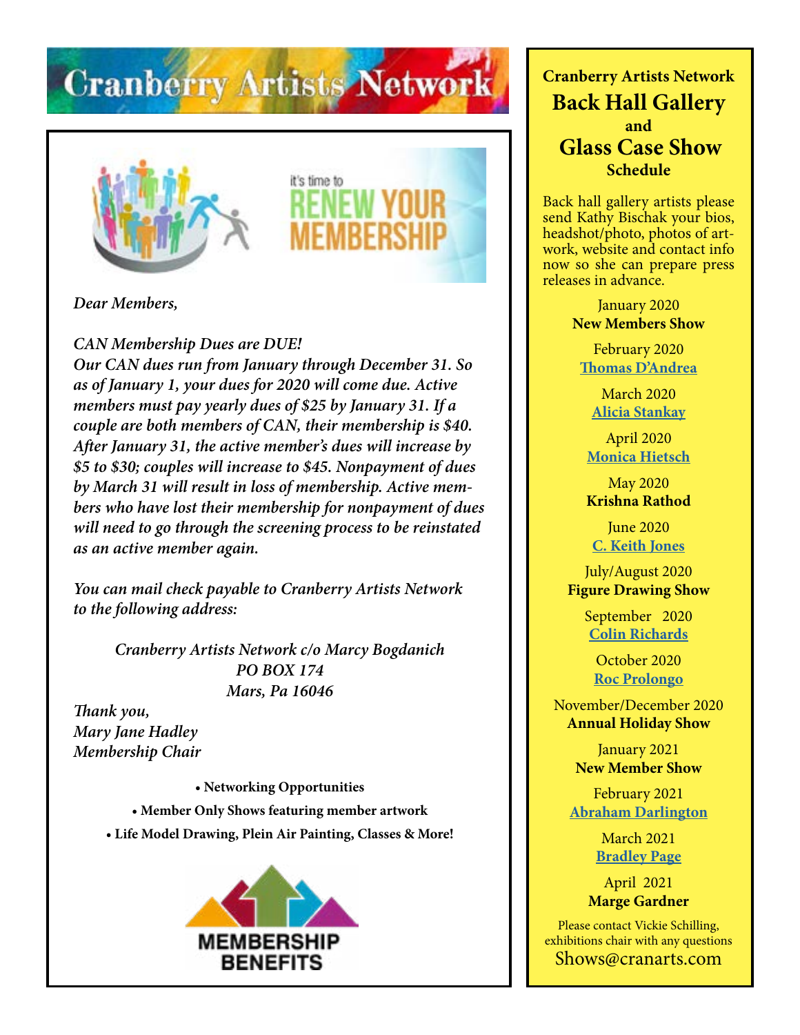# Cranberry Artists Network

it's time to RENEW YOUR MEMBERSHIP

*Dear Members,*

***CAN Membership Dues are DUE!***
***Our CAN dues run from January through December 31. So as of January 1, your dues for 2020 will come due. Active members must pay yearly dues of $25 by January 31. If a couple are both members of CAN, their membership is $40. After January 31, the active member's dues will increase by $5 to $30; couples will increase to $45. Nonpayment of dues by March 31 will result in loss of membership. Active members who have lost their membership for nonpayment of dues will need to go through the screening process to be reinstated as an active member again.***

*You can mail check payable to Cranberry Artists Network to the following address:*

*Cranberry Artists Network c/o Marcy Bogdanich*
*PO BOX 174*
*Mars, Pa 16046*

*Thank you,*
*Mary Jane Hadley*
*Membership Chair*

- **Networking Opportunities**
- **Member Only Shows featuring member artwork**
- **Life Model Drawing, Plein Air Painting, Classes & More!**

**MEMBERSHIP BENEFITS**

**Cranberry Artists Network**

## Back Hall Gallery and Glass Case Show Schedule

Back hall gallery artists please send Kathy Bischak your bios, headshot/photo, photos of artwork, website and contact info now so she can prepare press releases in advance.

January 2020
**New Members Show**

February 2020
**Thomas D'Andrea**

March 2020
**Alicia Stankay**

April 2020
**Monica Hietsch**

May 2020
**Krishna Rathod**

June 2020
**C. Keith Jones**

July/August 2020
**Figure Drawing Show**

September 2020
**Colin Richards**

October 2020
**Roc Prolongo**

November/December 2020
**Annual Holiday Show**

January 2021
**New Member Show**

February 2021
**Abraham Darlington**

March 2021
**Bradley Page**

April 2021
**Marge Gardner**

Please contact Vickie Schilling, exhibitions chair with any questions
Shows@cranarts.com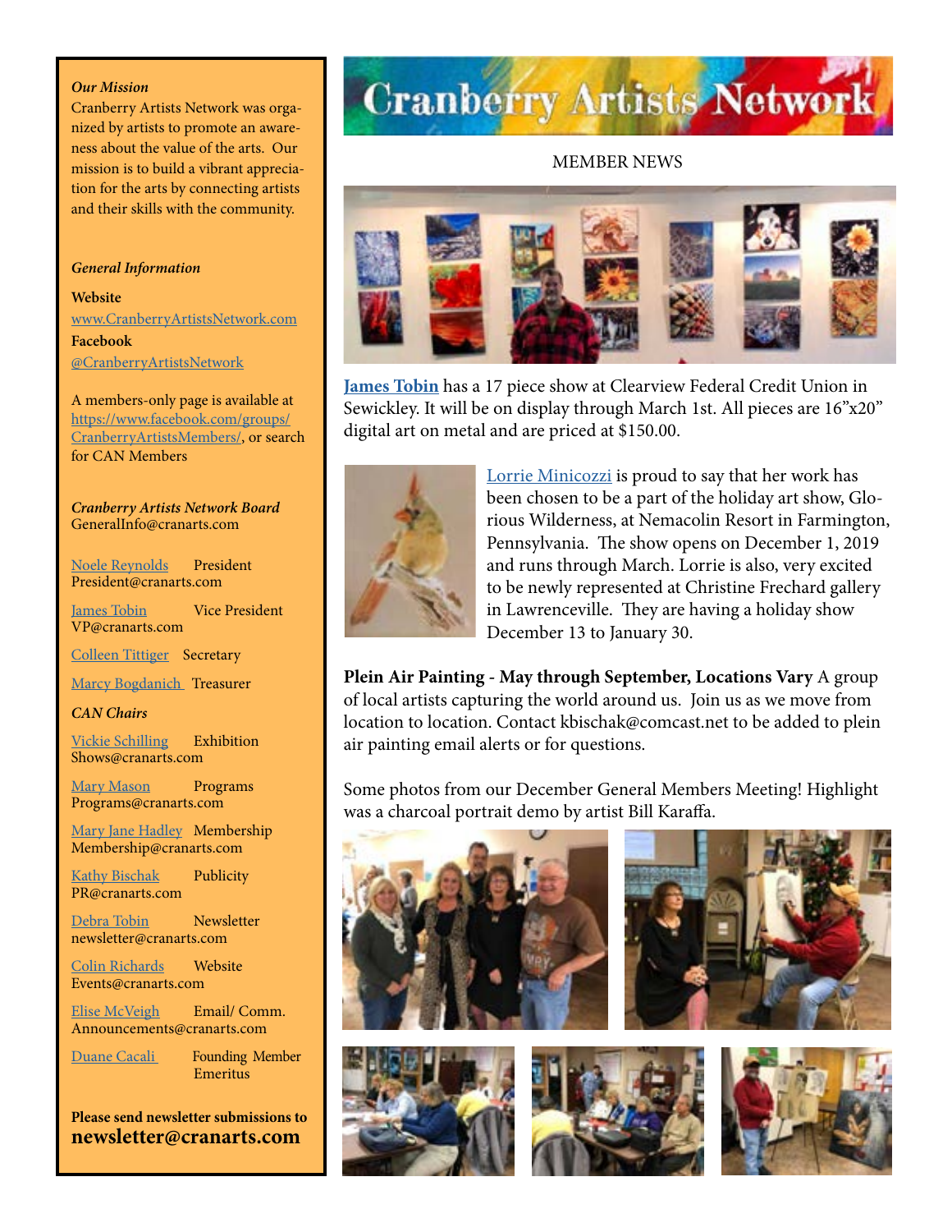# Cranberry Artists Network

## MEMBER NEWS

**James Tobin** has a 17 piece show at Clearview Federal Credit Union in Sewickley. It will be on display through March 1st. All pieces are 16"x20" digital art on metal and are priced at $150.00.

Lorrie Minicozzi is proud to say that her work has been chosen to be a part of the holiday art show, Glorious Wilderness, at Nemacolin Resort in Farmington, Pennsylvania. The show opens on December 1, 2019 and runs through March. Lorrie is also, very excited to be newly represented at Christine Frechard gallery in Lawrenceville. They are having a holiday show December 13 to January 30.

**Plein Air Painting - May through September, Locations Vary** A group of local artists capturing the world around us. Join us as we move from location to location. Contact kbischak@comcast.net to be added to plein air painting email alerts or for questions.

Some photos from our December General Members Meeting! Highlight was a charcoal portrait demo by artist Bill Karaffa.

---

*Our Mission*

Cranberry Artists Network was organized by artists to promote an awareness about the value of the arts. Our mission is to build a vibrant appreciation for the arts by connecting artists and their skills with the community.

*General Information*

**Website**
www.CranberryArtistsNetwork.com

**Facebook**
@CranberryArtistsNetwork

A members-only page is available at https://www.facebook.com/groups/CranberryArtistsMembers/, or search for CAN Members

*Cranberry Artists Network Board*

GeneralInfo@cranarts.com

Noele Reynolds — President
President@cranarts.com

James Tobin — Vice President
VP@cranarts.com

Colleen Tittiger — Secretary

Marcy Bogdanich — Treasurer

*CAN Chairs*

Vickie Schilling — Exhibition
Shows@cranarts.com

Mary Mason — Programs
Programs@cranarts.com

Mary Jane Hadley — Membership
Membership@cranarts.com

Kathy Bischak — Publicity
PR@cranarts.com

Debra Tobin — Newsletter
newsletter@cranarts.com

Colin Richards — Website
Events@cranarts.com

Elise McVeigh — Email/ Comm.
Announcements@cranarts.com

Duane Cacali — Founding Member Emeritus

**Please send newsletter submissions to**
**newsletter@cranarts.com**